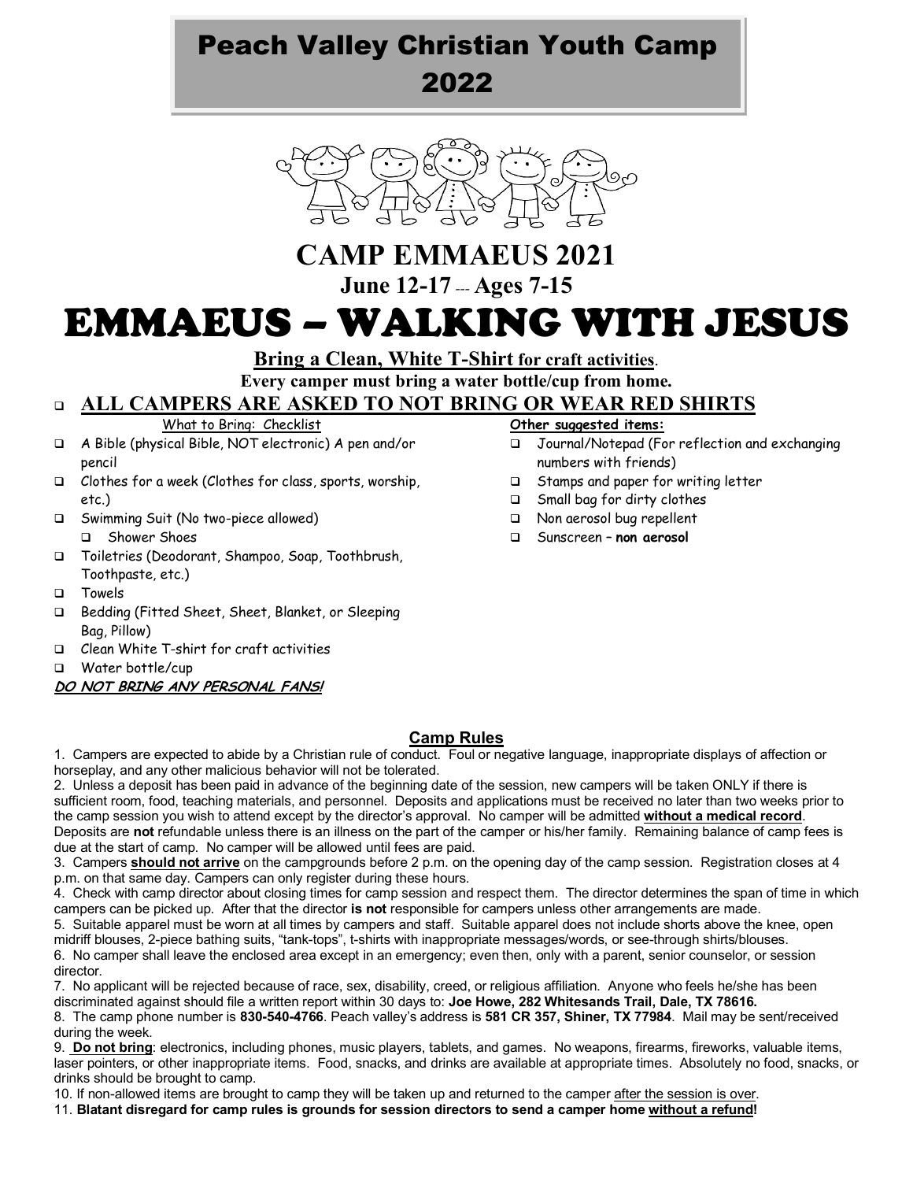# Peach Valley Christian Youth Camp 2022

# CAMP EMMAEUS 2021

## June 12-17 --- Ages 7-15

# EMMAEUS – WALKING WITH JESUS

**Bring a Clean, White T-Shirt for craft activities.**

**Every camper must bring a water bottle/cup from home.**

- **ALL CAMPERS ARE ASKED TO NOT BRING OR WEAR RED SHIRTS**

What to Bring: Checklist

- A Bible (physical Bible, NOT electronic) A pen and/or pencil
- Clothes for a week (Clothes for class, sports, worship, etc.)
- Swimming Suit (No two-piece allowed)
  - Shower Shoes
- Toiletries (Deodorant, Shampoo, Soap, Toothbrush, Toothpaste, etc.)
- Towels
- Bedding (Fitted Sheet, Sheet, Blanket, or Sleeping Bag, Pillow)
- Clean White T-shirt for craft activities
- Water bottle/cup

***DO NOT BRING ANY PERSONAL FANS!***

**Other suggested items:**

- Journal/Notepad (For reflection and exchanging numbers with friends)
- Stamps and paper for writing letter
- Small bag for dirty clothes
- Non aerosol bug repellent
- Sunscreen – **non aerosol**

## Camp Rules

1. Campers are expected to abide by a Christian rule of conduct. Foul or negative language, inappropriate displays of affection or horseplay, and any other malicious behavior will not be tolerated.
2. Unless a deposit has been paid in advance of the beginning date of the session, new campers will be taken ONLY if there is sufficient room, food, teaching materials, and personnel. Deposits and applications must be received no later than two weeks prior to the camp session you wish to attend except by the director's approval. No camper will be admitted **without a medical record**. Deposits are **not** refundable unless there is an illness on the part of the camper or his/her family. Remaining balance of camp fees is due at the start of camp. No camper will be allowed until fees are paid.
3. Campers **should not arrive** on the campgrounds before 2 p.m. on the opening day of the camp session. Registration closes at 4 p.m. on that same day. Campers can only register during these hours.
4. Check with camp director about closing times for camp session and respect them. The director determines the span of time in which campers can be picked up. After that the director **is not** responsible for campers unless other arrangements are made.
5. Suitable apparel must be worn at all times by campers and staff. Suitable apparel does not include shorts above the knee, open midriff blouses, 2-piece bathing suits, "tank-tops", t-shirts with inappropriate messages/words, or see-through shirts/blouses.
6. No camper shall leave the enclosed area except in an emergency; even then, only with a parent, senior counselor, or session director.
7. No applicant will be rejected because of race, sex, disability, creed, or religious affiliation. Anyone who feels he/she has been discriminated against should file a written report within 30 days to: **Joe Howe, 282 Whitesands Trail, Dale, TX 78616.**
8. The camp phone number is **830-540-4766**. Peach valley's address is **581 CR 357, Shiner, TX 77984**. Mail may be sent/received during the week.
9. **Do not bring**: electronics, including phones, music players, tablets, and games. No weapons, firearms, fireworks, valuable items, laser pointers, or other inappropriate items. Food, snacks, and drinks are available at appropriate times. Absolutely no food, snacks, or drinks should be brought to camp.
10. If non-allowed items are brought to camp they will be taken up and returned to the camper after the session is over.
11. **Blatant disregard for camp rules is grounds for session directors to send a camper home without a refund!**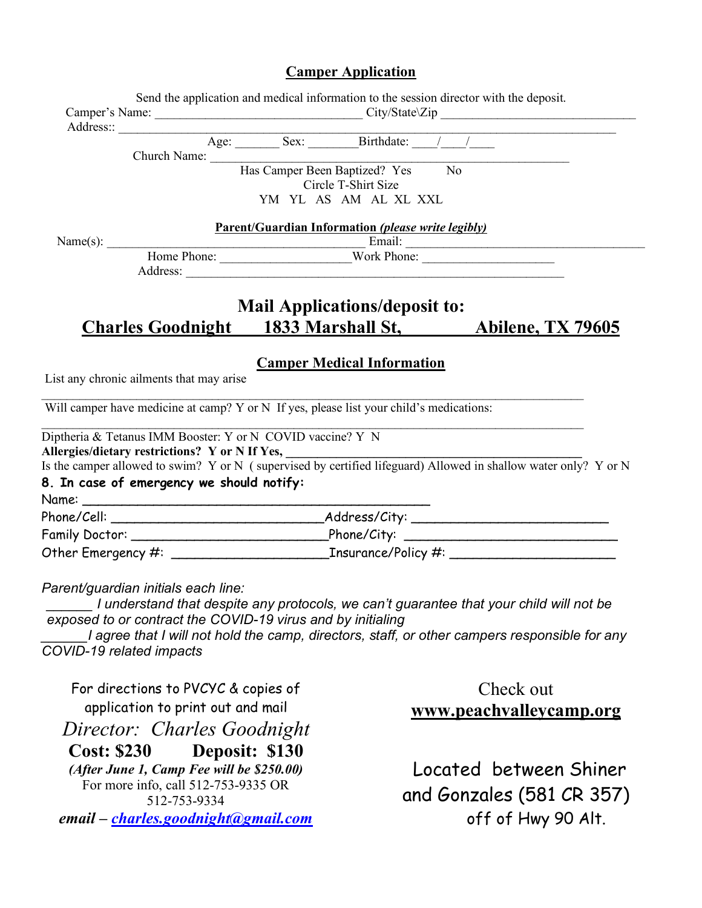## Camper Application

Send the application and medical information to the session director with the deposit.

Camper's Name: _______________________________ City/State\Zip _____________________________

Address:: ___________________________________________________________________________

Age: _______ Sex: ________Birthdate: ____/____/____

Church Name: ________________________________________________________

Has Camper Been Baptized? Yes No

Circle T-Shirt Size

YM YL AS AM AL XL XXL

**Parent/Guardian Information *(please write legibly)***

Name(s): ________________________________________ Email: ____________________________________

Home Phone: ____________________Work Phone: ____________________

Address: ____________________________________________________________

## Mail Applications/deposit to:

**Charles Goodnight 1833 Marshall St, Abilene, TX 79605**

## Camper Medical Information

List any chronic ailments that may arise

_____________________________________________________________________________________

Will camper have medicine at camp? Y or N If yes, please list your child's medications:

_____________________________________________________________________________________

Diptheria & Tetanus IMM Booster: Y or N COVID vaccine? Y N

**Allergies/dietary restrictions? Y or N If Yes,** _____________________________________________

Is the camper allowed to swim? Y or N ( supervised by certified lifeguard) Allowed in shallow water only? Y or N

**8. In case of emergency we should notify:**

Name: _____________________________________________

Phone/Cell: ___________________________Address/City: _________________________

Family Doctor: _________________________Phone/City: ___________________________

Other Emergency #: ____________________Insurance/Policy #: _____________________

*Parent/guardian initials each line:*

*______ I understand that despite any protocols, we can't guarantee that your child will not be exposed to or contract the COVID-19 virus and by initialing*

*______I agree that I will not hold the camp, directors, staff, or other campers responsible for any COVID-19 related impacts*

For directions to PVCYC & copies of application to print out and mail

*Director: Charles Goodnight*

**Cost: $230 Deposit: $130**

***(After June 1, Camp Fee will be $250.00)***

For more info, call 512-753-9335 OR 512-753-9334

***email – charles.goodnight@gmail.com***

Check out **www.peachvalleycamp.org**

Located between Shiner and Gonzales (581 CR 357) off of Hwy 90 Alt.